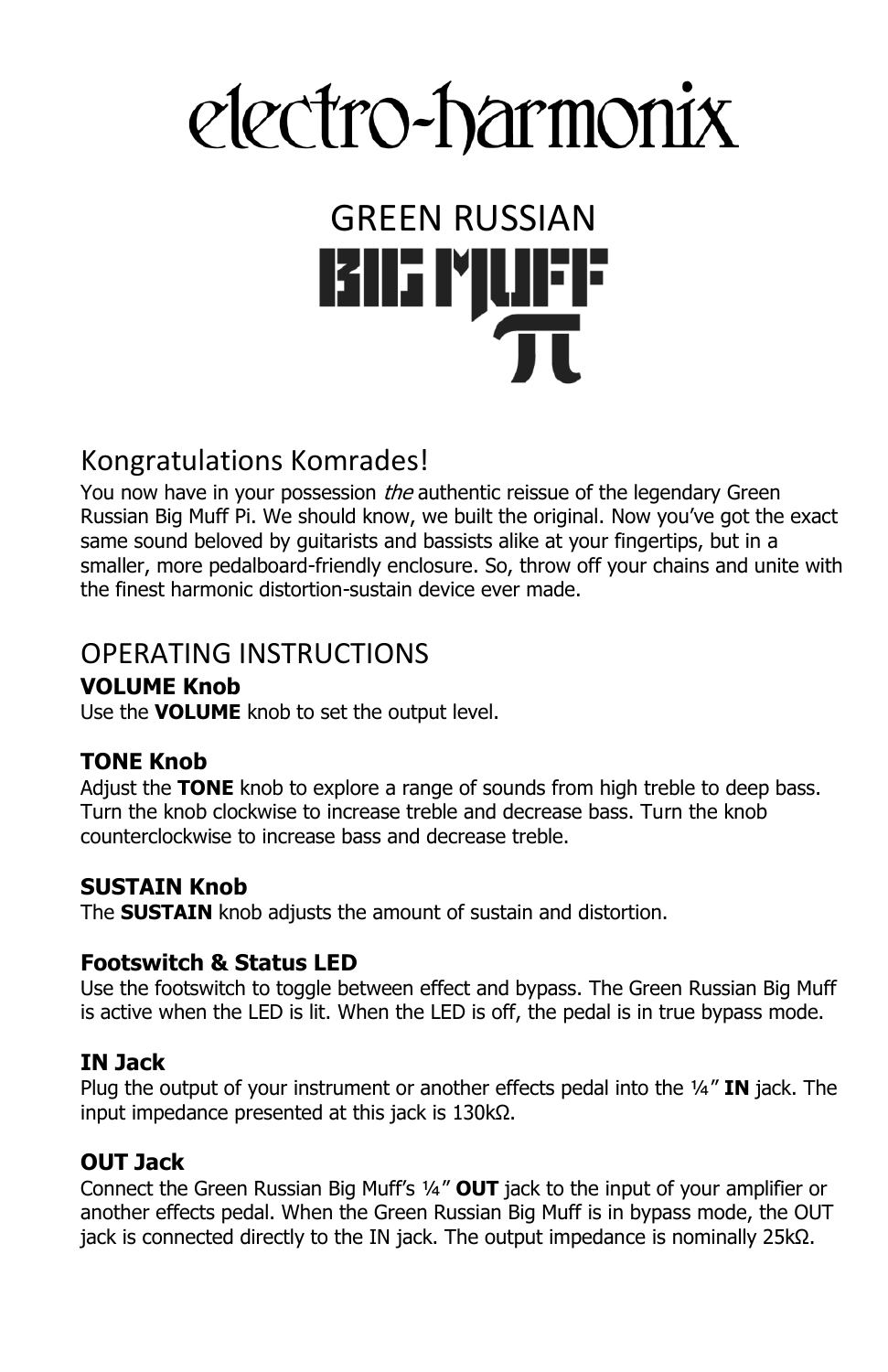# electro-harmonix

## GREEN RUSSIAN BIG MUFF π

## Kongratulations Komrades!

You now have in your possession *the* authentic reissue of the legendary Green Russian Big Muff Pi. We should know, we built the original. Now you've got the exact same sound beloved by guitarists and bassists alike at your fingertips, but in a smaller, more pedalboard-friendly enclosure. So, throw off your chains and unite with the finest harmonic distortion-sustain device ever made.

## OPERATING INSTRUCTIONS

### VOLUME Knob

Use the **VOLUME** knob to set the output level.

### TONE Knob

Adjust the **TONE** knob to explore a range of sounds from high treble to deep bass. Turn the knob clockwise to increase treble and decrease bass. Turn the knob counterclockwise to increase bass and decrease treble.

### SUSTAIN Knob

The **SUSTAIN** knob adjusts the amount of sustain and distortion.

### Footswitch & Status LED

Use the footswitch to toggle between effect and bypass. The Green Russian Big Muff is active when the LED is lit. When the LED is off, the pedal is in true bypass mode.

### IN Jack

Plug the output of your instrument or another effects pedal into the ¼" **IN** jack. The input impedance presented at this jack is 130kΩ.

### OUT Jack

Connect the Green Russian Big Muff's ¼" **OUT** jack to the input of your amplifier or another effects pedal. When the Green Russian Big Muff is in bypass mode, the OUT jack is connected directly to the IN jack. The output impedance is nominally 25kΩ.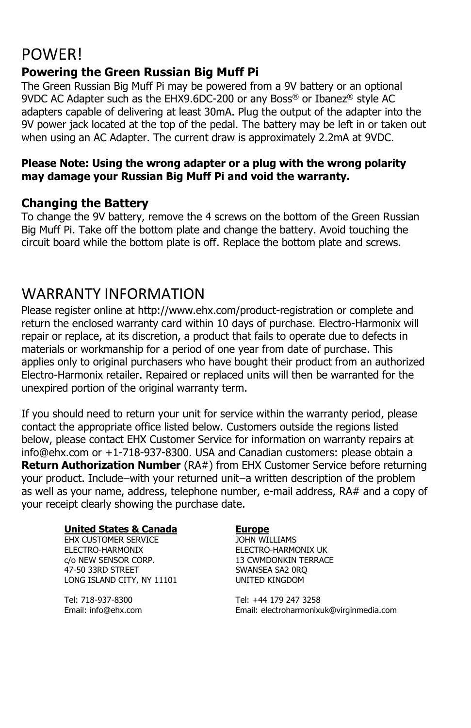# POWER!

### Powering the Green Russian Big Muff Pi

The Green Russian Big Muff Pi may be powered from a 9V battery or an optional 9VDC AC Adapter such as the EHX9.6DC-200 or any Boss® or Ibanez® style AC adapters capable of delivering at least 30mA. Plug the output of the adapter into the 9V power jack located at the top of the pedal. The battery may be left in or taken out when using an AC Adapter. The current draw is approximately 2.2mA at 9VDC.

**Please Note: Using the wrong adapter or a plug with the wrong polarity may damage your Russian Big Muff Pi and void the warranty.**

### Changing the Battery

To change the 9V battery, remove the 4 screws on the bottom of the Green Russian Big Muff Pi. Take off the bottom plate and change the battery. Avoid touching the circuit board while the bottom plate is off. Replace the bottom plate and screws.

# WARRANTY INFORMATION

Please register online at http://www.ehx.com/product-registration or complete and return the enclosed warranty card within 10 days of purchase. Electro-Harmonix will repair or replace, at its discretion, a product that fails to operate due to defects in materials or workmanship for a period of one year from date of purchase. This applies only to original purchasers who have bought their product from an authorized Electro-Harmonix retailer. Repaired or replaced units will then be warranted for the unexpired portion of the original warranty term.

If you should need to return your unit for service within the warranty period, please contact the appropriate office listed below. Customers outside the regions listed below, please contact EHX Customer Service for information on warranty repairs at info@ehx.com or +1-718-937-8300. USA and Canadian customers: please obtain a **Return Authorization Number** (RA#) from EHX Customer Service before returning your product. Include–with your returned unit–a written description of the problem as well as your name, address, telephone number, e-mail address, RA# and a copy of your receipt clearly showing the purchase date.

**United States & Canada**
EHX CUSTOMER SERVICE
ELECTRO-HARMONIX
c/o NEW SENSOR CORP.
47-50 33RD STREET
LONG ISLAND CITY, NY 11101

Tel: 718-937-8300
Email: info@ehx.com

**Europe**
JOHN WILLIAMS
ELECTRO-HARMONIX UK
13 CWMDONKIN TERRACE
SWANSEA SA2 0RQ
UNITED KINGDOM

Tel: +44 179 247 3258
Email: electroharmonixuk@virginmedia.com